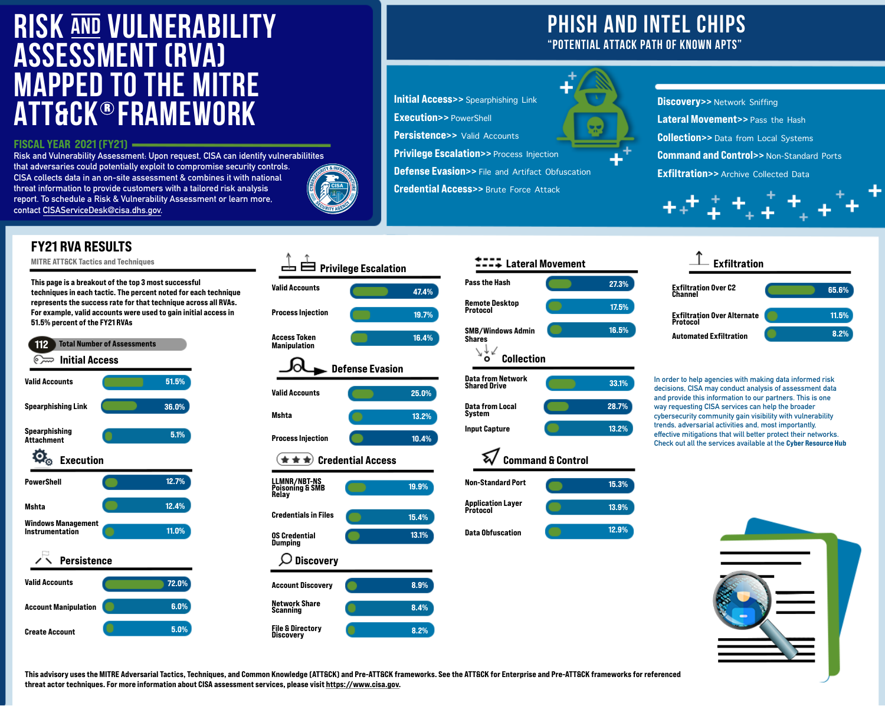# RISK AND VULNERABILITY ASSESSMENT (RVA) MAPPED TO THE MITRE ATT&CK® FRAMEWORK

## FISCAL YEAR 2021 (FY21)

Risk and Vulnerability Assessment: Upon request, CISA can identify vulnerabilitites that adversaries could potentially exploit to compromise security controls. CISA collects data in an on-site assessment & combines it with national threat information to provide customers with a tailored risk analysis report. To schedule a Risk & Vulnerability Assessment or learn more, contact CISAServiceDesk@cisa.dhs.gov.

# PHISH AND INTEL CHIPS

## "POTENTIAL ATTACK PATH OF KNOWN APTS"

- **Initial Access>>** Spearphishing Link
- **Execution>>** PowerShell
- **Persistence>>** Valid Accounts
- **Privilege Escalation>>** Process Injection
- **Defense Evasion>>** File and Artifact Obfuscation
- **Credential Access>>** Brute Force Attack
- **Discovery>>** Network Sniffing
- **Lateral Movement>>** Pass the Hash
- **Collection>>** Data from Local Systems
- **Command and Control>>** Non-Standard Ports
- **Exfiltration>>** Archive Collected Data

## FY21 RVA RESULTS

MITRE ATT&CK Tactics and Techniques

**This page is a breakout of the top 3 most successful techniques in each tactic. The percent noted for each technique represents the success rate for that technique across all RVAs. For example, valid accounts were used to gain initial access in 51.5% percent of the FY21 RVAs.**

**112** Total Number of Assessments

### Initial Access

| Technique | Success Rate |
|---|---|
| Valid Accounts | 51.5% |
| Spearphishing Link | 36.0% |
| Spearphishing Attachment | 5.1% |

### Execution

| Technique | Success Rate |
|---|---|
| PowerShell | 12.7% |
| Mshta | 12.4% |
| Windows Management Instrumentation | 11.0% |

### Persistence

| Technique | Success Rate |
|---|---|
| Valid Accounts | 72.0% |
| Account Manipulation | 6.0% |
| Create Account | 5.0% |

### Privilege Escalation

| Technique | Success Rate |
|---|---|
| Valid Accounts | 47.4% |
| Process Injection | 19.7% |
| Access Token Manipulation | 16.4% |

### Defense Evasion

| Technique | Success Rate |
|---|---|
| Valid Accounts | 25.0% |
| Mshta | 13.2% |
| Process Injection | 10.4% |

### Credential Access

| Technique | Success Rate |
|---|---|
| LLMNR/NBT-NS Poisoning & SMB Relay | 19.9% |
| Credentials in Files | 15.4% |
| OS Credential Dumping | 13.1% |

### Discovery

| Technique | Success Rate |
|---|---|
| Account Discovery | 8.9% |
| Network Share Scanning | 8.4% |
| File & Directory Discovery | 8.2% |

### Lateral Movement

| Technique | Success Rate |
|---|---|
| Pass the Hash | 27.3% |
| Remote Desktop Protocol | 17.5% |
| SMB/Windows Admin Shares | 16.5% |

### Collection

| Technique | Success Rate |
|---|---|
| Data from Network Shared Drive | 33.1% |
| Data from Local System | 28.7% |
| Input Capture | 13.2% |

### Command & Control

| Technique | Success Rate |
|---|---|
| Non-Standard Port | 15.3% |
| Application Layer Protocol | 13.9% |
| Data Obfuscation | 12.9% |

### Exfiltration

| Technique | Success Rate |
|---|---|
| Exfiltration Over C2 Channel | 65.6% |
| Exfiltration Over Alternate Protocol | 11.5% |
| Automated Exfiltration | 8.2% |

In order to help agencies with making data informed risk decisions, CISA may conduct analysis of assessment data and provide this information to our partners. This is one way requesting CISA services can help the broader cybersecurity community gain visibility with vulnerability trends, adversarial activities and, most importantly, effective mitigations that will better protect their networks. Check out all the services available at the **Cyber Resource Hub**

**This advisory uses the MITRE Adversarial Tactics, Techniques, and Common Knowledge (ATT&CK) and Pre-ATT&CK frameworks. See the ATT&CK for Enterprise and Pre-ATT&CK frameworks for referenced threat actor techniques. For more information about CISA assessment services, please visit https://www.cisa.gov.**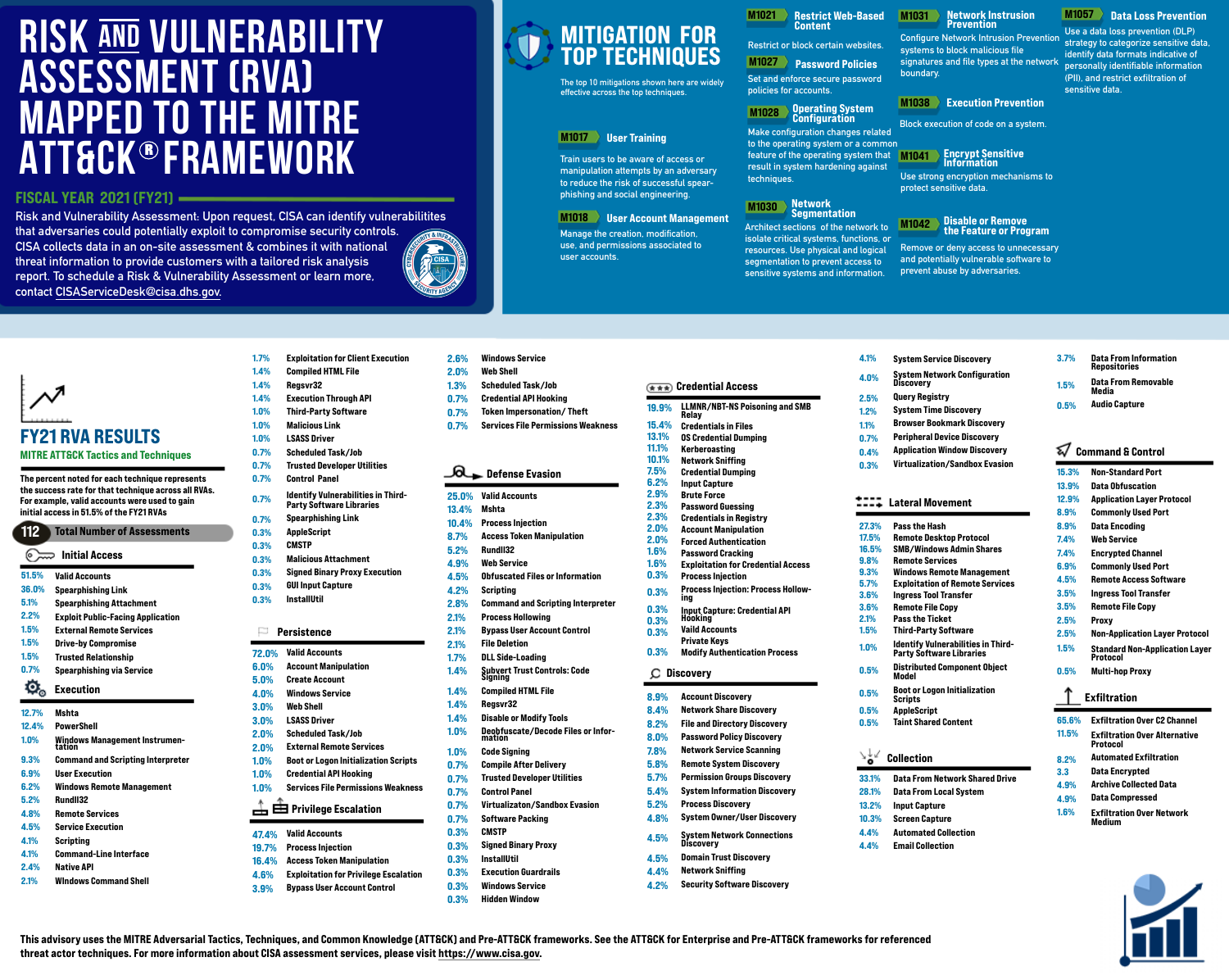# RISK AND VULNERABILITY ASSESSMENT (RVA) MAPPED TO THE MITRE ATT&CK® FRAMEWORK

## FISCAL YEAR 2021 (FY21)

Risk and Vulnerability Assessment: Upon request, CISA can identify vulnerabilitites that adversaries could potentially exploit to compromise security controls. CISA collects data in an on-site assessment & combines it with national threat information to provide customers with a tailored risk analysis report. To schedule a Risk & Vulnerability Assessment or learn more, contact CISAServiceDesk@cisa.dhs.gov.

## MITIGATION FOR TOP TECHNIQUES

The top 10 mitigations shown here are widely effective across the top techniques.

**M1017 User Training**
Train users to be aware of access or manipulation attempts by an adversary to reduce the risk of successful spear-phishing and social engineering.

**M1018 User Account Management**
Manage the creation, modification, use, and permissions associated to user accounts.

**M1021 Restrict Web-Based Content**
Restrict or block certain websites.

**M1027 Password Policies**
Set and enforce secure password policies for accounts.

**M1028 Operating System Configuration**
Make configuration changes related to the operating system or a common feature of the operating system that result in system hardening against techniques.

**M1030 Network Segmentation**
Architect sections of the network to isolate critical systems, functions, or resources. Use physical and logical segmentation to prevent access to sensitive systems and information.

**M1031 Network Instrusion Prevention**
Configure Network Intrusion Prevention systems to block malicious file signatures and file types at the network boundary.

**M1038 Execution Prevention**
Block execution of code on a system.

**M1041 Encrypt Sensitive Information**
Use strong encryption mechanisms to protect sensitive data.

**M1042 Disable or Remove the Feature or Program**
Remove or deny access to unnecessary and potentially vulnerable software to prevent abuse by adversaries.

**M1057 Data Loss Prevention**
Use a data loss prevention (DLP) strategy to categorize sensitive data, identify data formats indicative of personally identifiable information (PII), and restrict exfiltration of sensitive data.

## FY21 RVA RESULTS

### MITRE ATT&CK Tactics and Techniques

The percent noted for each technique represents the success rate for that technique across all RVAs. For example, valid accounts were used to gain initial access in 51.5% of the FY21 RVAs

**112** Total Number of Assessments

### Initial Access

| | |
|---|---|
| 51.5% | Valid Accounts |
| 36.0% | Spearphishing Link |
| 5.1% | Spearphishing Attachment |
| 2.2% | Exploit Public-Facing Application |
| 1.5% | External Remote Services |
| 1.5% | Drive-by Compromise |
| 1.5% | Trusted Relationship |
| 0.7% | Spearphishing via Service |

### Execution

| | |
|---|---|
| 12.7% | Mshta |
| 12.4% | PowerShell |
| 1.0% | Windows Management Instrumentation |
| 9.3% | Command and Scripting Interpreter |
| 6.9% | User Execution |
| 6.2% | Windows Remote Management |
| 5.2% | Rundll32 |
| 4.8% | Remote Services |
| 4.5% | Service Execution |
| 4.1% | Scripting |
| 4.1% | Command-Line Interface |
| 2.4% | Native API |
| 2.1% | WIndows Command Shell |
| 1.7% | Exploitation for Client Execution |
| 1.4% | Compiled HTML File |
| 1.4% | Regsvr32 |
| 1.4% | Execution Through API |
| 1.0% | Third-Party Software |
| 1.0% | Malicious Link |
| 1.0% | LSASS Driver |
| 0.7% | Scheduled Task/Job |
| 0.7% | Trusted Developer Utilities |
| 0.7% | Control Panel |
| 0.7% | Identify Vulnerabilities in Third-Party Software Libraries |
| 0.7% | Spearphishing Link |
| 0.3% | AppleScript |
| 0.3% | CMSTP |
| 0.3% | Malicious Attachment |
| 0.3% | Signed Binary Proxy Execution |
| 0.3% | GUI Input Capture |
| 0.3% | InstallUtil |

### Persistence

| | |
|---|---|
| 72.0% | Valid Accounts |
| 6.0% | Account Manipulation |
| 5.0% | Create Account |
| 4.0% | Windows Service |
| 3.0% | Web Shell |
| 3.0% | LSASS Driver |
| 2.0% | Scheduled Task/Job |
| 2.0% | External Remote Services |
| 1.0% | Boot or Logon Initialization Scripts |
| 1.0% | Credential API Hooking |
| 1.0% | Services File Permissions Weakness |

### Privilege Escalation

| | |
|---|---|
| 47.4% | Valid Accounts |
| 19.7% | Process Injection |
| 16.4% | Access Token Manipulation |
| 4.6% | Exploitation for Privilege Escalation |
| 3.9% | Bypass User Account Control |
| 2.6% | Windows Service |
| 2.0% | Web Shell |
| 1.3% | Scheduled Task/Job |
| 0.7% | Credential API Hooking |
| 0.7% | Token Impersonation/ Theft |
| 0.7% | Services File Permissions Weakness |

### Defense Evasion

| | |
|---|---|
| 25.0% | Valid Accounts |
| 13.4% | Mshta |
| 10.4% | Process Injection |
| 8.7% | Access Token Manipulation |
| 5.2% | Rundll32 |
| 4.9% | Web Service |
| 4.5% | Obfuscated Files or Information |
| 4.2% | Scripting |
| 2.8% | Command and Scripting Interpreter |
| 2.1% | Process Hollowing |
| 2.1% | Bypass User Account Control |
| 2.1% | File Deletion |
| 1.7% | DLL Side-Loading |
| 1.4% | Subvert Trust Controls: Code Signing |
| 1.4% | Compiled HTML File |
| 1.4% | Regsvr32 |
| 1.4% | Disable or Modify Tools |
| 1.0% | Deobfuscate/Decode Files or Information |
| 1.0% | Code Signing |
| 0.7% | Compile After Delivery |
| 0.7% | Trusted Developer Utilities |
| 0.7% | Control Panel |
| 0.7% | Virtualizaton/Sandbox Evasion |
| 0.7% | Software Packing |
| 0.3% | CMSTP |
| 0.3% | Signed Binary Proxy |
| 0.3% | InstallUtil |
| 0.3% | Execution Guardrails |
| 0.3% | Windows Service |
| 0.3% | Hidden Window |

### Credential Access

| | |
|---|---|
| 19.9% | LLMNR/NBT-NS Poisoning and SMB Relay |
| 15.4% | Credentials in Files |
| 13.1% | OS Credential Dumping |
| 11.1% | Kerberoasting |
| 10.1% | Network Sniffing |
| 7.5% | Credential Dumping |
| 6.2% | Input Capture |
| 2.9% | Brute Force |
| 2.3% | Password Guessing |
| 2.3% | Credentials in Registry |
| 2.0% | Account Manipulation |
| 2.0% | Forced Authentication |
| 1.6% | Password Cracking |
| 1.6% | Exploitation for Credential Access |
| 0.3% | Process Injection |
| 0.3% | Process Injection: Process Hollowing |
| 0.3% | Input Capture: Credential API Hooking |
| 0.3% | Vaild Accounts |
| 0.3% | Private Keys |
| 0.3% | Modify Authentication Process |

### Discovery

| | |
|---|---|
| 8.9% | Account Discovery |
| 8.4% | Network Share Discovery |
| 8.2% | File and Directory Discovery |
| 8.0% | Password Policy Discovery |
| 7.8% | Network Service Scanning |
| 5.8% | Remote System Discovery |
| 5.7% | Permission Groups Discovery |
| 5.4% | System Information Discovery |
| 5.2% | Process Discovery |
| 4.8% | System Owner/User Discovery |
| 4.5% | System Network Connections Discovery |
| 4.5% | Domain Trust Discovery |
| 4.4% | Network Sniffing |
| 4.2% | Security Software Discovery |
| 4.1% | System Service Discovery |
| 4.0% | System Network Configuration Discovery |
| 2.5% | Query Registry |
| 1.2% | System Time Discovery |
| 1.1% | Browser Bookmark Discovery |
| 0.7% | Peripheral Device Discovery |
| 0.4% | Application Window Discovery |
| 0.3% | Virtualization/Sandbox Evasion |

### Lateral Movement

| | |
|---|---|
| 27.3% | Pass the Hash |
| 17.5% | Remote Desktop Protocol |
| 16.5% | SMB/Windows Admin Shares |
| 9.8% | Remote Services |
| 9.3% | Windows Remote Management |
| 5.7% | Exploitation of Remote Services |
| 3.6% | Ingress Tool Transfer |
| 3.6% | Remote File Copy |
| 2.1% | Pass the Ticket |
| 1.5% | Third-Party Software |
| 1.0% | Identify Vulnerabilities in Third-Party Software Libraries |
| 0.5% | Distributed Component Object Model |
| 0.5% | Boot or Logon Initialization Scripts |
| 0.5% | AppleScript |
| 0.5% | Taint Shared Content |

### Collection

| | |
|---|---|
| 33.1% | Data From Network Shared Drive |
| 28.1% | Data From Local System |
| 13.2% | Input Capture |
| 10.3% | Screen Capture |
| 4.4% | Automated Collection |
| 4.4% | Email Collection |
| 3.7% | Data From Information Repositories |
| 1.5% | Data From Removable Media |
| 0.5% | Audio Capture |

### Command & Control

| | |
|---|---|
| 15.3% | Non-Standard Port |
| 13.9% | Data Obfuscation |
| 12.9% | Application Layer Protocol |
| 8.9% | Commonly Used Port |
| 8.9% | Data Encoding |
| 7.4% | Web Service |
| 7.4% | Encrypted Channel |
| 6.9% | Commonly Used Port |
| 4.5% | Remote Access Software |
| 3.5% | Ingress Tool Transfer |
| 3.5% | Remote File Copy |
| 2.5% | Proxy |
| 2.5% | Non-Application Layer Protocol |
| 1.5% | Standard Non-Application Layer Protocol |
| 0.5% | Multi-hop Proxy |

### Exfiltration

| | |
|---|---|
| 65.6% | Exfiltration Over C2 Channel |
| 11.5% | Exfiltration Over Alternative Protocol |
| 8.2% | Automated Exfiltration |
| 3.3 | Data Encrypted |
| 4.9% | Archive Collected Data |
| 4.9% | Data Compressed |
| 1.6% | Exfiltration Over Network Medium |

This advisory uses the MITRE Adversarial Tactics, Techniques, and Common Knowledge (ATT&CK) and Pre-ATT&CK frameworks. See the ATT&CK for Enterprise and Pre-ATT&CK frameworks for referenced threat actor techniques. For more information about CISA assessment services, please visit https://www.cisa.gov.